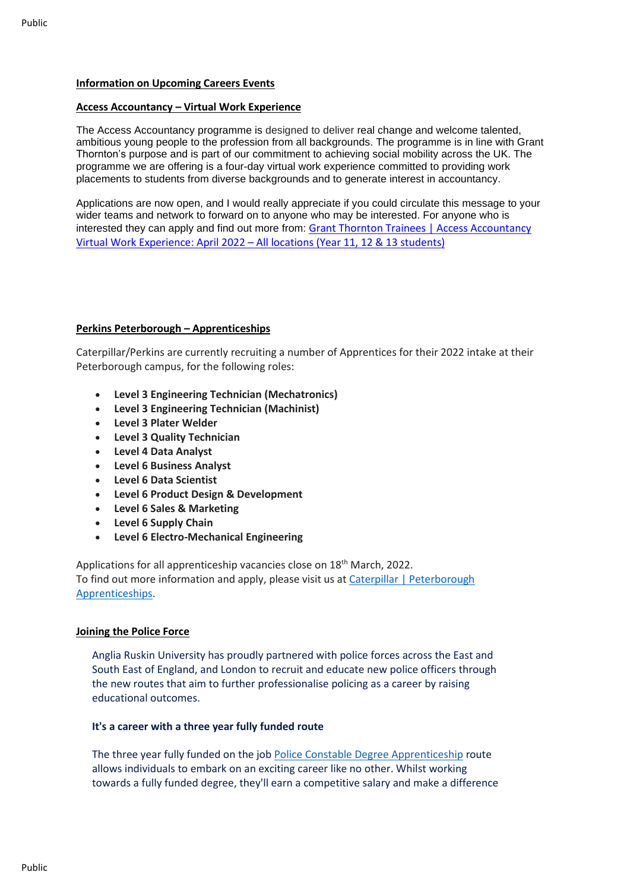**Information on Upcoming Careers Events**

**Access Accountancy – Virtual Work Experience**

The Access Accountancy programme is designed to deliver real change and welcome talented, ambitious young people to the profession from all backgrounds. The programme is in line with Grant Thornton's purpose and is part of our commitment to achieving social mobility across the UK. The programme we are offering is a four-day virtual work experience committed to providing work placements to students from diverse backgrounds and to generate interest in accountancy.

Applications are now open, and I would really appreciate if you could circulate this message to your wider teams and network to forward on to anyone who may be interested. For anyone who is interested they can apply and find out more from: Grant Thornton Trainees | Access Accountancy Virtual Work Experience: April 2022 – All locations (Year 11, 12 & 13 students)

**Perkins Peterborough – Apprenticeships**

Caterpillar/Perkins are currently recruiting a number of Apprentices for their 2022 intake at their Peterborough campus, for the following roles:

- **Level 3 Engineering Technician (Mechatronics)**
- **Level 3 Engineering Technician (Machinist)**
- **Level 3 Plater Welder**
- **Level 3 Quality Technician**
- **Level 4 Data Analyst**
- **Level 6 Business Analyst**
- **Level 6 Data Scientist**
- **Level 6 Product Design & Development**
- **Level 6 Sales & Marketing**
- **Level 6 Supply Chain**
- **Level 6 Electro-Mechanical Engineering**

Applications for all apprenticeship vacancies close on 18th March, 2022.
To find out more information and apply, please visit us at Caterpillar | Peterborough Apprenticeships.

**Joining the Police Force**

Anglia Ruskin University has proudly partnered with police forces across the East and South East of England, and London to recruit and educate new police officers through the new routes that aim to further professionalise policing as a career by raising educational outcomes.

**It's a career with a three year fully funded route**

The three year fully funded on the job Police Constable Degree Apprenticeship route allows individuals to embark on an exciting career like no other. Whilst working towards a fully funded degree, they'll earn a competitive salary and make a difference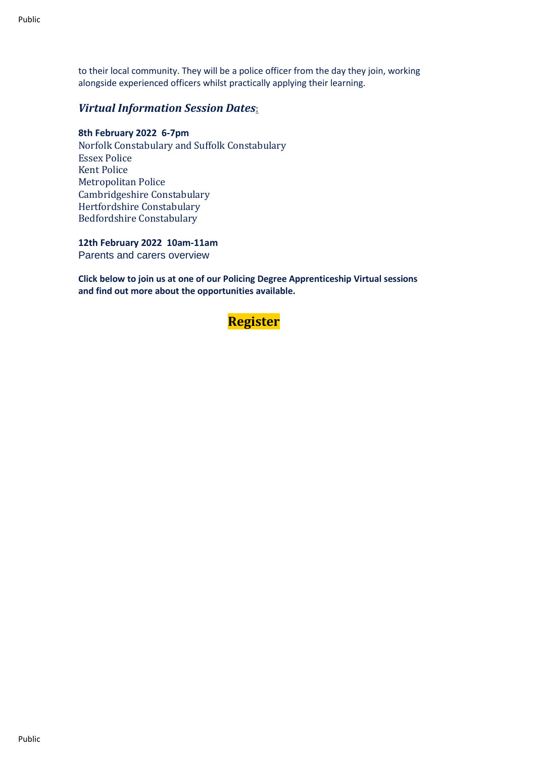to their local community. They will be a police officer from the day they join, working alongside experienced officers whilst practically applying their learning.

## *Virtual Information Session Dates*:

**8th February 2022 6-7pm**

Norfolk Constabulary and Suffolk Constabulary
Essex Police
Kent Police
Metropolitan Police
Cambridgeshire Constabulary
Hertfordshire Constabulary
Bedfordshire Constabulary

**12th February 2022 10am-11am**

Parents and carers overview

**Click below to join us at one of our Policing Degree Apprenticeship Virtual sessions and find out more about the opportunities available.**

**Register**